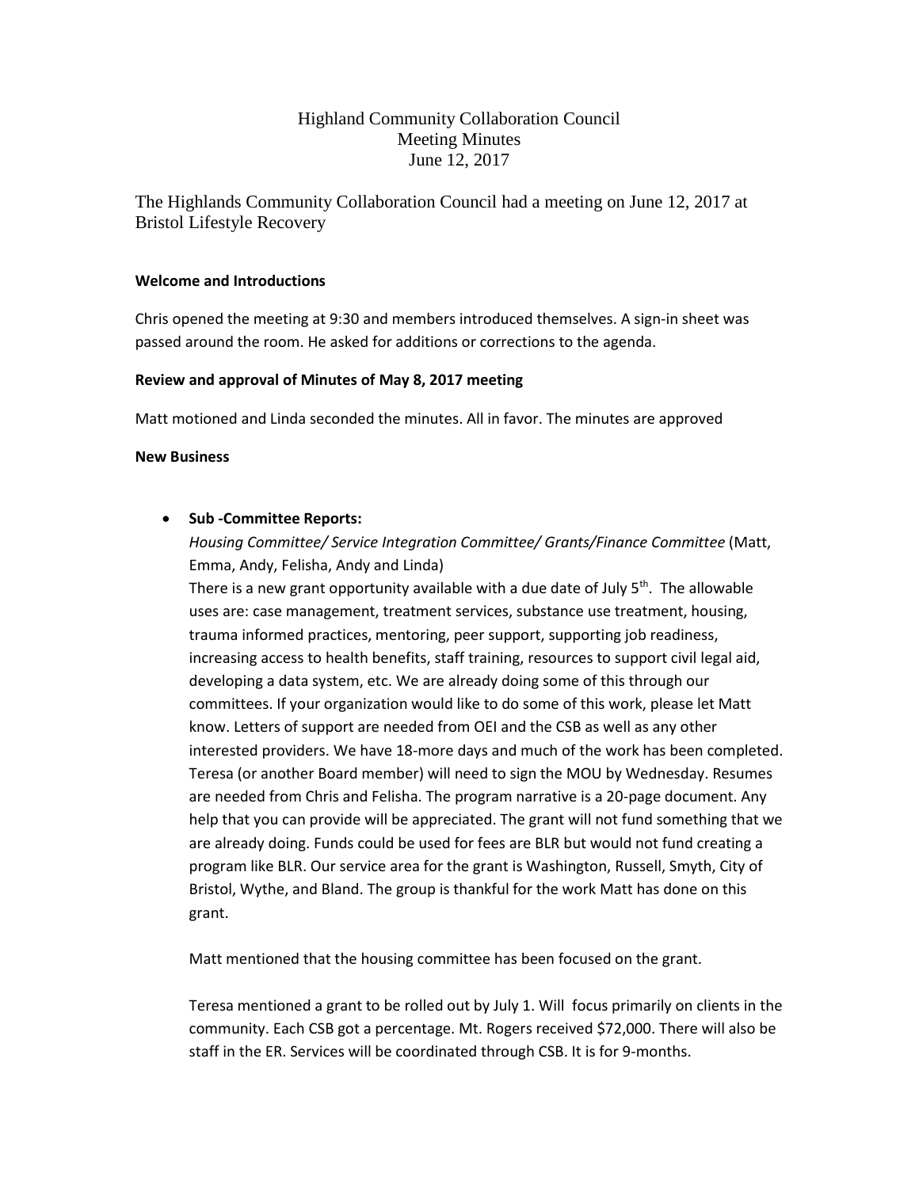Highland Community Collaboration Council
Meeting Minutes
June 12, 2017

The Highlands Community Collaboration Council had a meeting on June 12, 2017 at Bristol Lifestyle Recovery

**Welcome and Introductions**

Chris opened the meeting at 9:30 and members introduced themselves. A sign-in sheet was passed around the room. He asked for additions or corrections to the agenda.

**Review and approval of Minutes of May 8, 2017 meeting**

Matt motioned and Linda seconded the minutes. All in favor. The minutes are approved

**New Business**

- **Sub -Committee Reports:**

  *Housing Committee/ Service Integration Committee/ Grants/Finance Committee* (Matt, Emma, Andy, Felisha, Andy and Linda)

  There is a new grant opportunity available with a due date of July 5th. The allowable uses are: case management, treatment services, substance use treatment, housing, trauma informed practices, mentoring, peer support, supporting job readiness, increasing access to health benefits, staff training, resources to support civil legal aid, developing a data system, etc. We are already doing some of this through our committees. If your organization would like to do some of this work, please let Matt know. Letters of support are needed from OEI and the CSB as well as any other interested providers. We have 18-more days and much of the work has been completed. Teresa (or another Board member) will need to sign the MOU by Wednesday. Resumes are needed from Chris and Felisha. The program narrative is a 20-page document. Any help that you can provide will be appreciated. The grant will not fund something that we are already doing. Funds could be used for fees are BLR but would not fund creating a program like BLR. Our service area for the grant is Washington, Russell, Smyth, City of Bristol, Wythe, and Bland. The group is thankful for the work Matt has done on this grant.

  Matt mentioned that the housing committee has been focused on the grant.

  Teresa mentioned a grant to be rolled out by July 1. Will focus primarily on clients in the community. Each CSB got a percentage. Mt. Rogers received $72,000. There will also be staff in the ER. Services will be coordinated through CSB. It is for 9-months.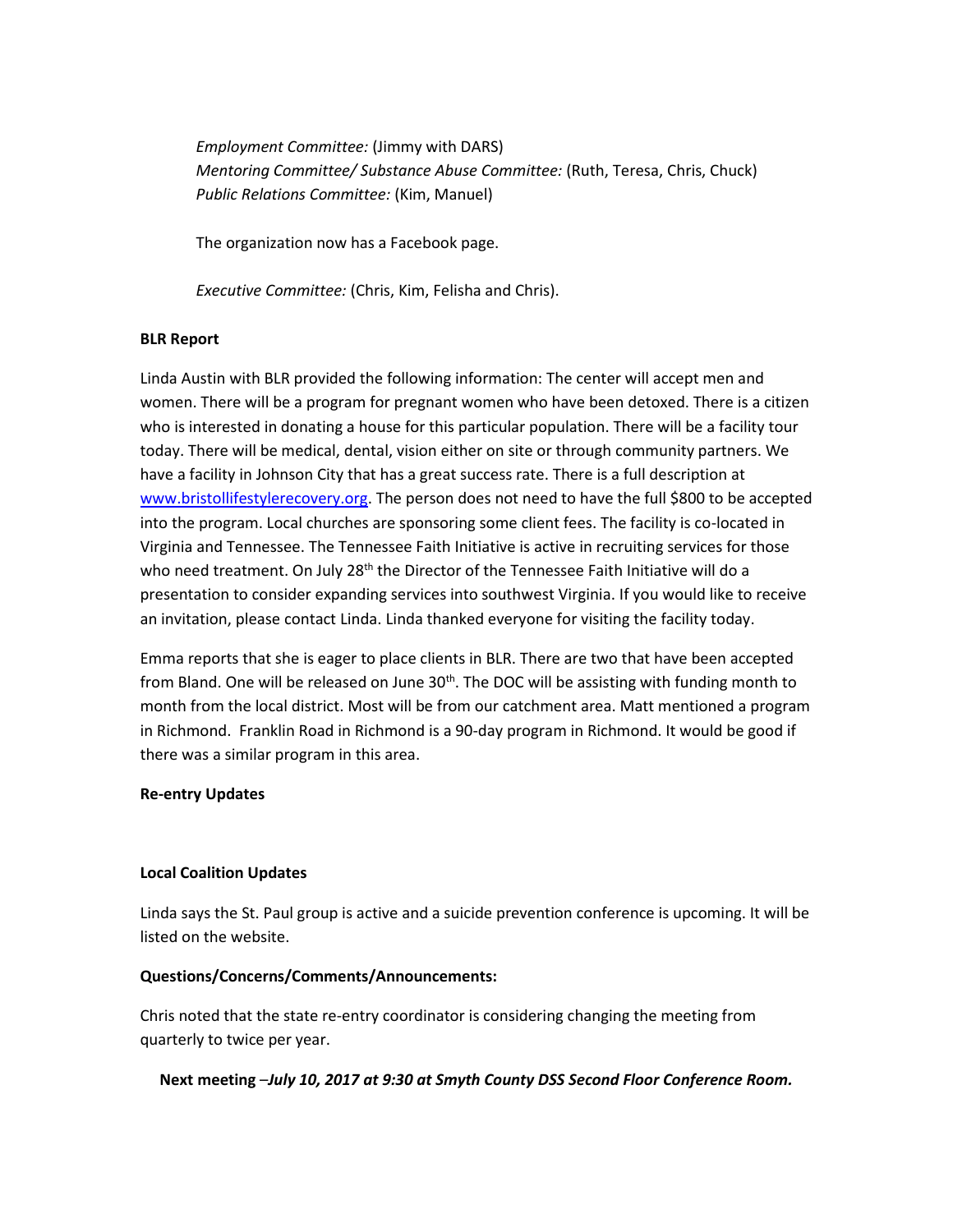*Employment Committee:* (Jimmy with DARS)
*Mentoring Committee/ Substance Abuse Committee:* (Ruth, Teresa, Chris, Chuck)
*Public Relations Committee:* (Kim, Manuel)

The organization now has a Facebook page.

*Executive Committee:* (Chris, Kim, Felisha and Chris).

**BLR Report**

Linda Austin with BLR provided the following information: The center will accept men and women. There will be a program for pregnant women who have been detoxed. There is a citizen who is interested in donating a house for this particular population. There will be a facility tour today. There will be medical, dental, vision either on site or through community partners. We have a facility in Johnson City that has a great success rate. There is a full description at [www.bristollifestylerecovery.org](http://www.bristollifestylerecovery.org). The person does not need to have the full $800 to be accepted into the program. Local churches are sponsoring some client fees. The facility is co-located in Virginia and Tennessee. The Tennessee Faith Initiative is active in recruiting services for those who need treatment. On July 28th the Director of the Tennessee Faith Initiative will do a presentation to consider expanding services into southwest Virginia. If you would like to receive an invitation, please contact Linda. Linda thanked everyone for visiting the facility today.

Emma reports that she is eager to place clients in BLR. There are two that have been accepted from Bland. One will be released on June 30th. The DOC will be assisting with funding month to month from the local district. Most will be from our catchment area. Matt mentioned a program in Richmond. Franklin Road in Richmond is a 90-day program in Richmond. It would be good if there was a similar program in this area.

**Re-entry Updates**

**Local Coalition Updates**

Linda says the St. Paul group is active and a suicide prevention conference is upcoming. It will be listed on the website.

**Questions/Concerns/Comments/Announcements:**

Chris noted that the state re-entry coordinator is considering changing the meeting from quarterly to twice per year.

**Next meeting** –***July 10, 2017 at 9:30 at Smyth County DSS Second Floor Conference Room.***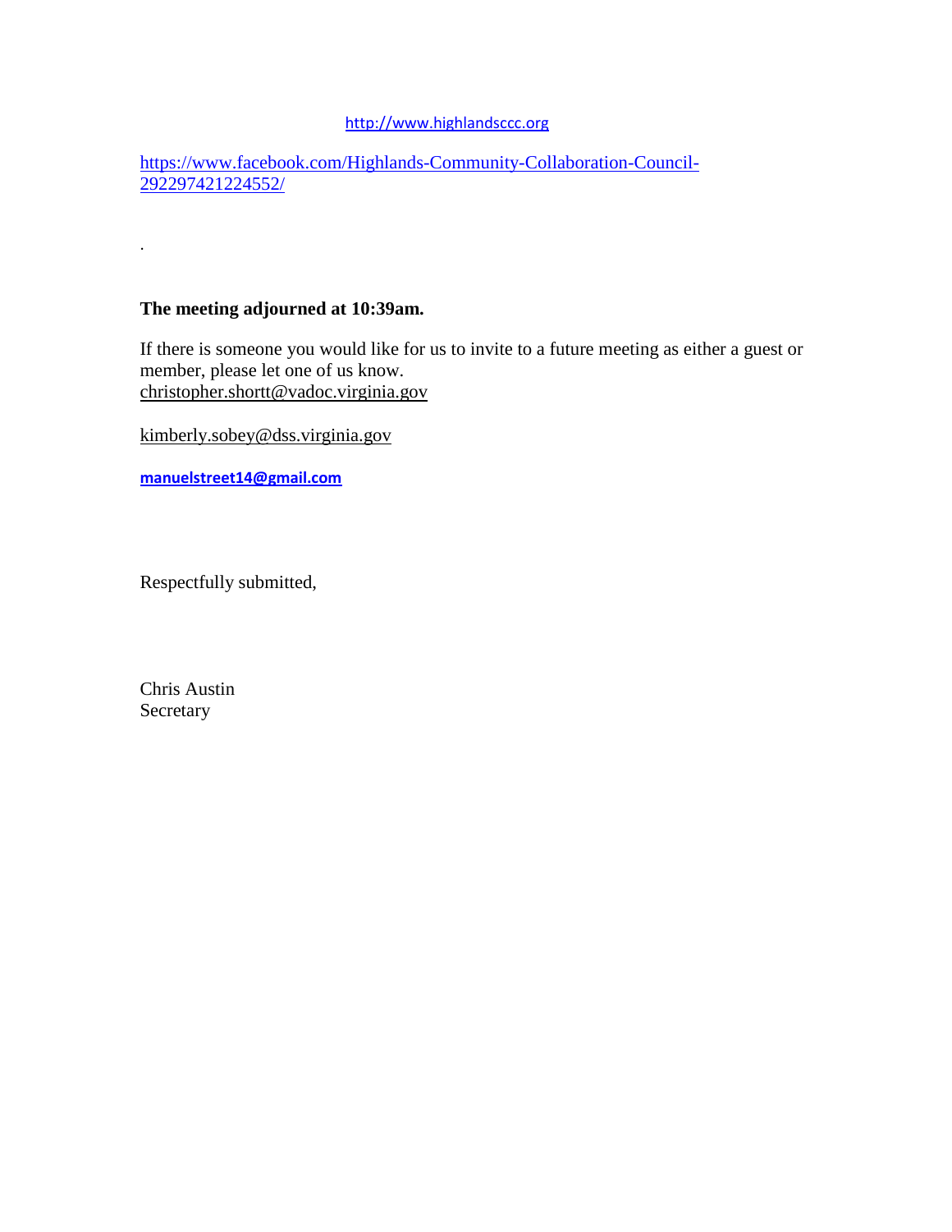http://www.highlandsccc.org

https://www.facebook.com/Highlands-Community-Collaboration-Council-292297421224552/

.

**The meeting adjourned at 10:39am.**

If there is someone you would like for us to invite to a future meeting as either a guest or member, please let one of us know.
christopher.shortt@vadoc.virginia.gov

kimberly.sobey@dss.virginia.gov

**manuelstreet14@gmail.com**

Respectfully submitted,

Chris Austin
Secretary